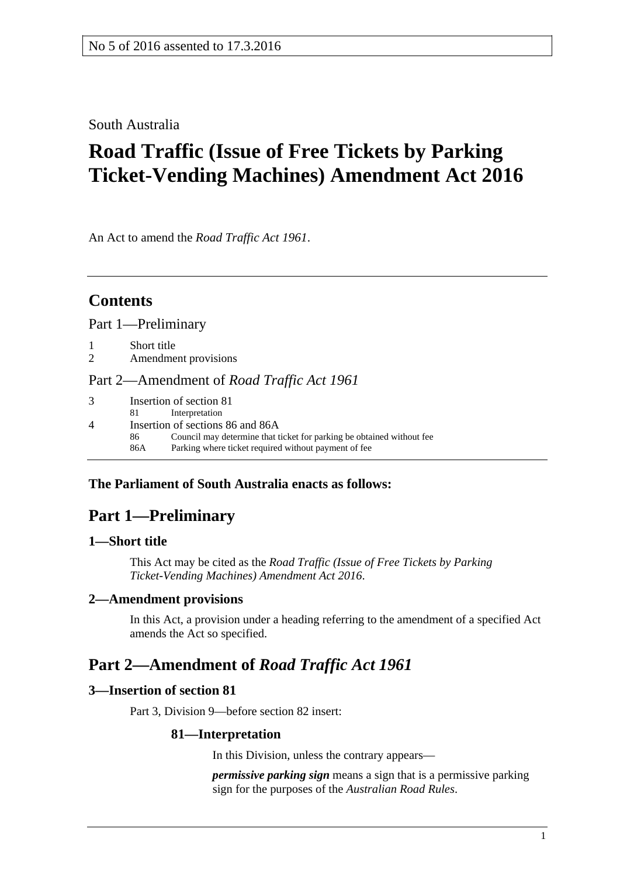No 5 of 2016 assented to 17.3.2016

South Australia

# Road Traffic (Issue of Free Tickets by Parking Ticket-Vending Machines) Amendment Act 2016

An Act to amend the *Road Traffic Act 1961*.

---

## Contents

Part 1—Preliminary

1 Short title
2 Amendment provisions

Part 2—Amendment of *Road Traffic Act 1961*

3 Insertion of section 81
 81 Interpretation
4 Insertion of sections 86 and 86A
 86 Council may determine that ticket for parking be obtained without fee
 86A Parking where ticket required without payment of fee

---

**The Parliament of South Australia enacts as follows:**

## Part 1—Preliminary

### 1—Short title

This Act may be cited as the *Road Traffic (Issue of Free Tickets by Parking Ticket-Vending Machines) Amendment Act 2016*.

### 2—Amendment provisions

In this Act, a provision under a heading referring to the amendment of a specified Act amends the Act so specified.

## Part 2—Amendment of *Road Traffic Act 1961*

### 3—Insertion of section 81

Part 3, Division 9—before section 82 insert:

#### 81—Interpretation

In this Division, unless the contrary appears—

***permissive parking sign*** means a sign that is a permissive parking sign for the purposes of the *Australian Road Rules*.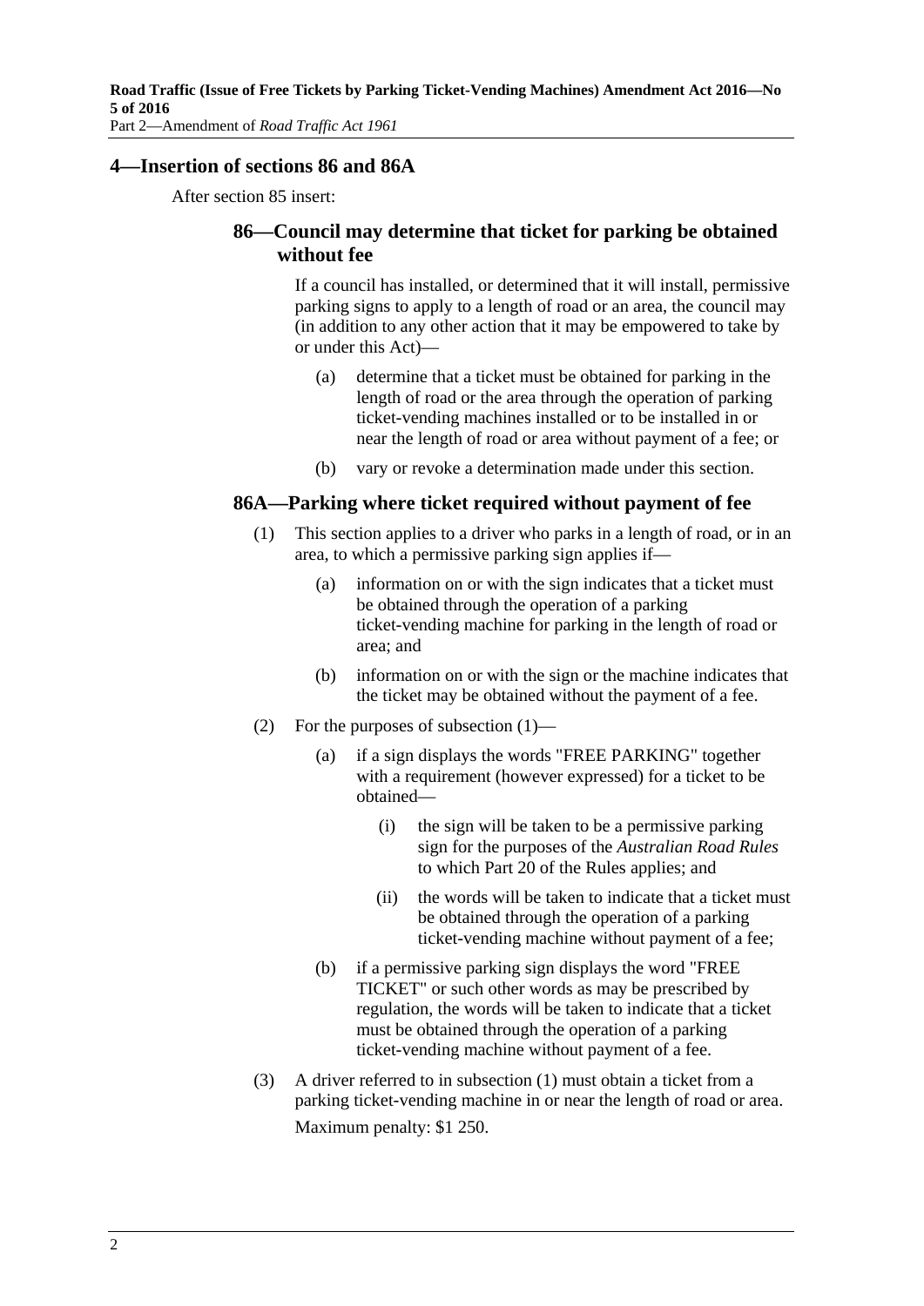## 4—Insertion of sections 86 and 86A

After section 85 insert:

### 86—Council may determine that ticket for parking be obtained without fee

If a council has installed, or determined that it will install, permissive parking signs to apply to a length of road or an area, the council may (in addition to any other action that it may be empowered to take by or under this Act)—

(a) determine that a ticket must be obtained for parking in the length of road or the area through the operation of parking ticket-vending machines installed or to be installed in or near the length of road or area without payment of a fee; or

(b) vary or revoke a determination made under this section.

### 86A—Parking where ticket required without payment of fee

(1) This section applies to a driver who parks in a length of road, or in an area, to which a permissive parking sign applies if—

(a) information on or with the sign indicates that a ticket must be obtained through the operation of a parking ticket-vending machine for parking in the length of road or area; and

(b) information on or with the sign or the machine indicates that the ticket may be obtained without the payment of a fee.

(2) For the purposes of subsection (1)—

(a) if a sign displays the words "FREE PARKING" together with a requirement (however expressed) for a ticket to be obtained—

(i) the sign will be taken to be a permissive parking sign for the purposes of the *Australian Road Rules* to which Part 20 of the Rules applies; and

(ii) the words will be taken to indicate that a ticket must be obtained through the operation of a parking ticket-vending machine without payment of a fee;

(b) if a permissive parking sign displays the word "FREE TICKET" or such other words as may be prescribed by regulation, the words will be taken to indicate that a ticket must be obtained through the operation of a parking ticket-vending machine without payment of a fee.

(3) A driver referred to in subsection (1) must obtain a ticket from a parking ticket-vending machine in or near the length of road or area.

Maximum penalty: $1 250.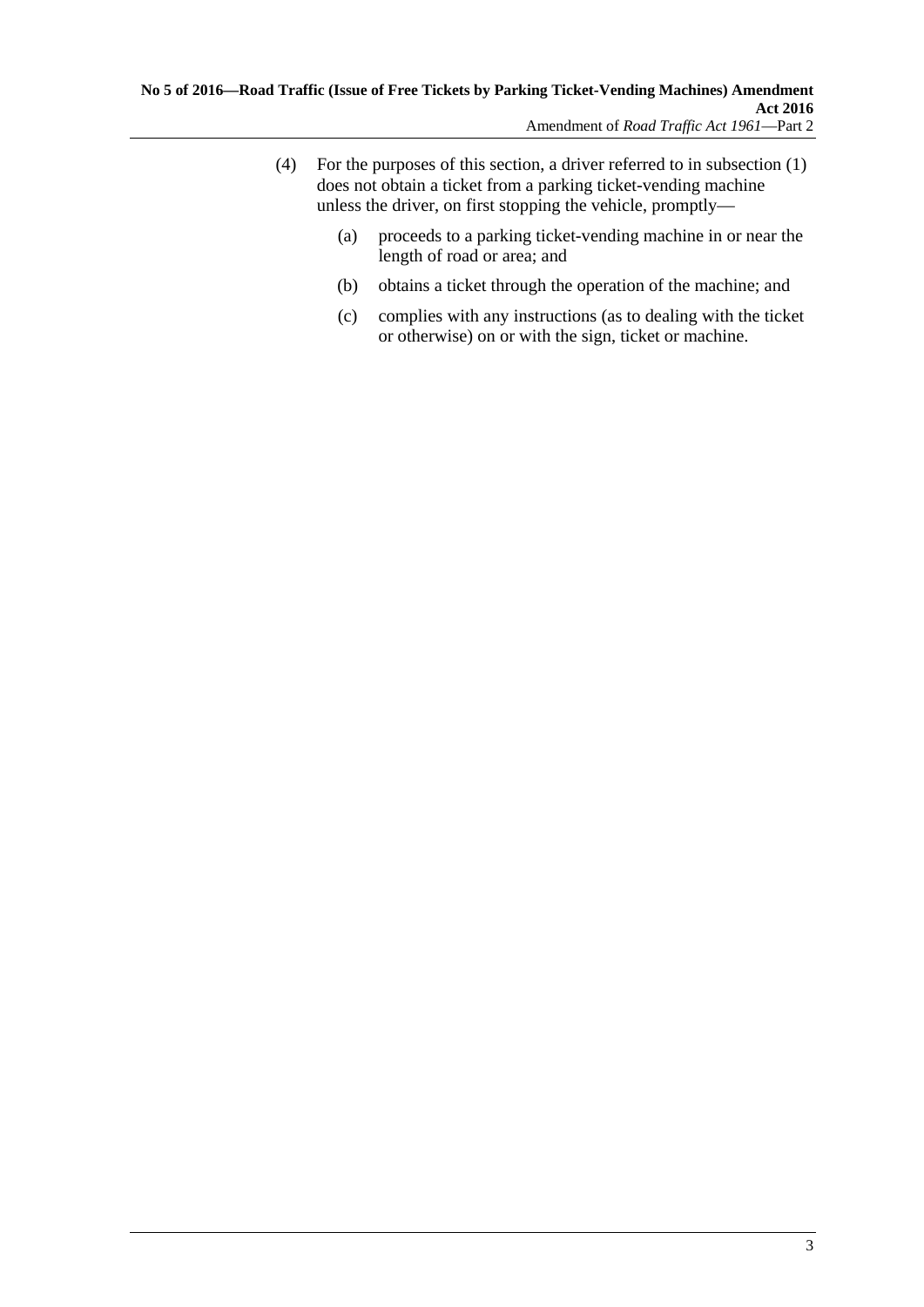(4) For the purposes of this section, a driver referred to in subsection (1) does not obtain a ticket from a parking ticket-vending machine unless the driver, on first stopping the vehicle, promptly—

(a) proceeds to a parking ticket-vending machine in or near the length of road or area; and

(b) obtains a ticket through the operation of the machine; and

(c) complies with any instructions (as to dealing with the ticket or otherwise) on or with the sign, ticket or machine.